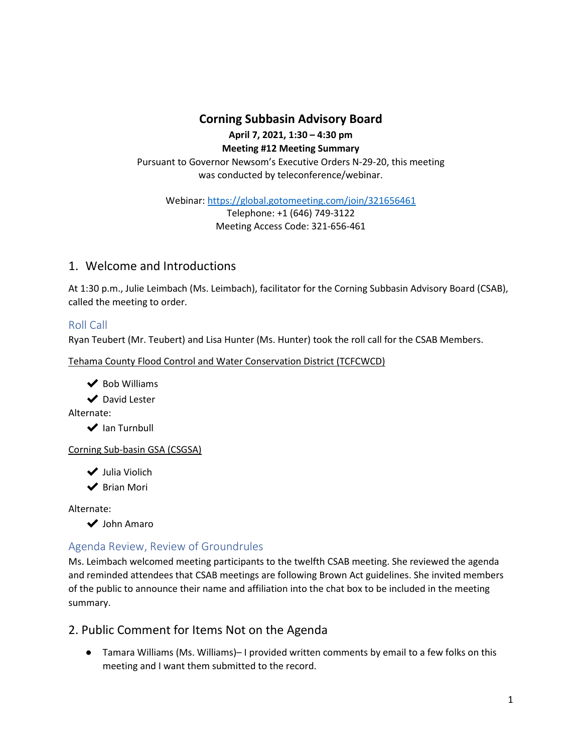# Corning Subbasin Advisory Board

**April 7, 2021, 1:30 – 4:30 pm**

**Meeting #12 Meeting Summary**

Pursuant to Governor Newsom's Executive Orders N-29-20, this meeting was conducted by teleconference/webinar.

Webinar: https://global.gotomeeting.com/join/321656461
Telephone: +1 (646) 749-3122
Meeting Access Code: 321-656-461

## 1. Welcome and Introductions

At 1:30 p.m., Julie Leimbach (Ms. Leimbach), facilitator for the Corning Subbasin Advisory Board (CSAB), called the meeting to order.

### Roll Call

Ryan Teubert (Mr. Teubert) and Lisa Hunter (Ms. Hunter) took the roll call for the CSAB Members.

Tehama County Flood Control and Water Conservation District (TCFCWCD)

- ✔ Bob Williams
- ✔ David Lester

Alternate:

- ✔ Ian Turnbull

Corning Sub-basin GSA (CSGSA)

- ✔ Julia Violich
- ✔ Brian Mori

Alternate:

- ✔ John Amaro

### Agenda Review, Review of Groundrules

Ms. Leimbach welcomed meeting participants to the twelfth CSAB meeting. She reviewed the agenda and reminded attendees that CSAB meetings are following Brown Act guidelines. She invited members of the public to announce their name and affiliation into the chat box to be included in the meeting summary.

## 2. Public Comment for Items Not on the Agenda

- Tamara Williams (Ms. Williams)– I provided written comments by email to a few folks on this meeting and I want them submitted to the record.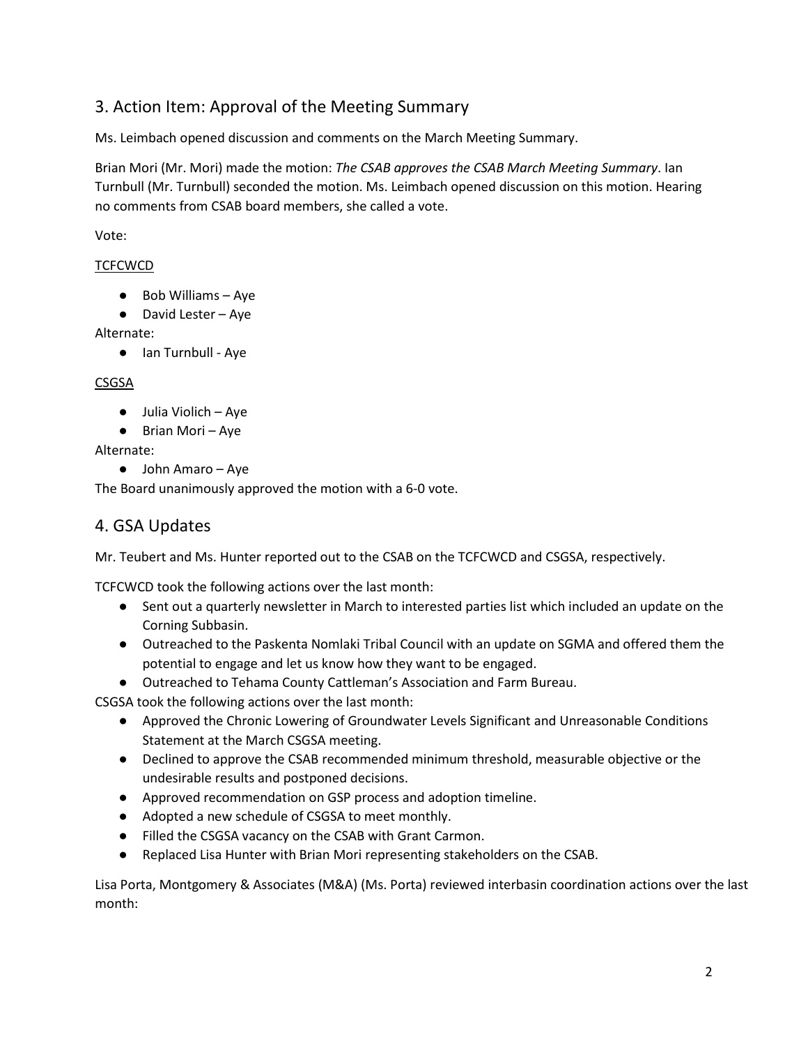## 3. Action Item: Approval of the Meeting Summary

Ms. Leimbach opened discussion and comments on the March Meeting Summary.

Brian Mori (Mr. Mori) made the motion: *The CSAB approves the CSAB March Meeting Summary*. Ian Turnbull (Mr. Turnbull) seconded the motion. Ms. Leimbach opened discussion on this motion. Hearing no comments from CSAB board members, she called a vote.

Vote:

<u>TCFCWCD</u>

- Bob Williams – Aye
- David Lester – Aye

Alternate:

- Ian Turnbull - Aye

<u>CSGSA</u>

- Julia Violich – Aye
- Brian Mori – Aye

Alternate:

- John Amaro – Aye

The Board unanimously approved the motion with a 6-0 vote.

## 4. GSA Updates

Mr. Teubert and Ms. Hunter reported out to the CSAB on the TCFCWCD and CSGSA, respectively.

TCFCWCD took the following actions over the last month:

- Sent out a quarterly newsletter in March to interested parties list which included an update on the Corning Subbasin.
- Outreached to the Paskenta Nomlaki Tribal Council with an update on SGMA and offered them the potential to engage and let us know how they want to be engaged.
- Outreached to Tehama County Cattleman's Association and Farm Bureau.

CSGSA took the following actions over the last month:

- Approved the Chronic Lowering of Groundwater Levels Significant and Unreasonable Conditions Statement at the March CSGSA meeting.
- Declined to approve the CSAB recommended minimum threshold, measurable objective or the undesirable results and postponed decisions.
- Approved recommendation on GSP process and adoption timeline.
- Adopted a new schedule of CSGSA to meet monthly.
- Filled the CSGSA vacancy on the CSAB with Grant Carmon.
- Replaced Lisa Hunter with Brian Mori representing stakeholders on the CSAB.

Lisa Porta, Montgomery & Associates (M&A) (Ms. Porta) reviewed interbasin coordination actions over the last month: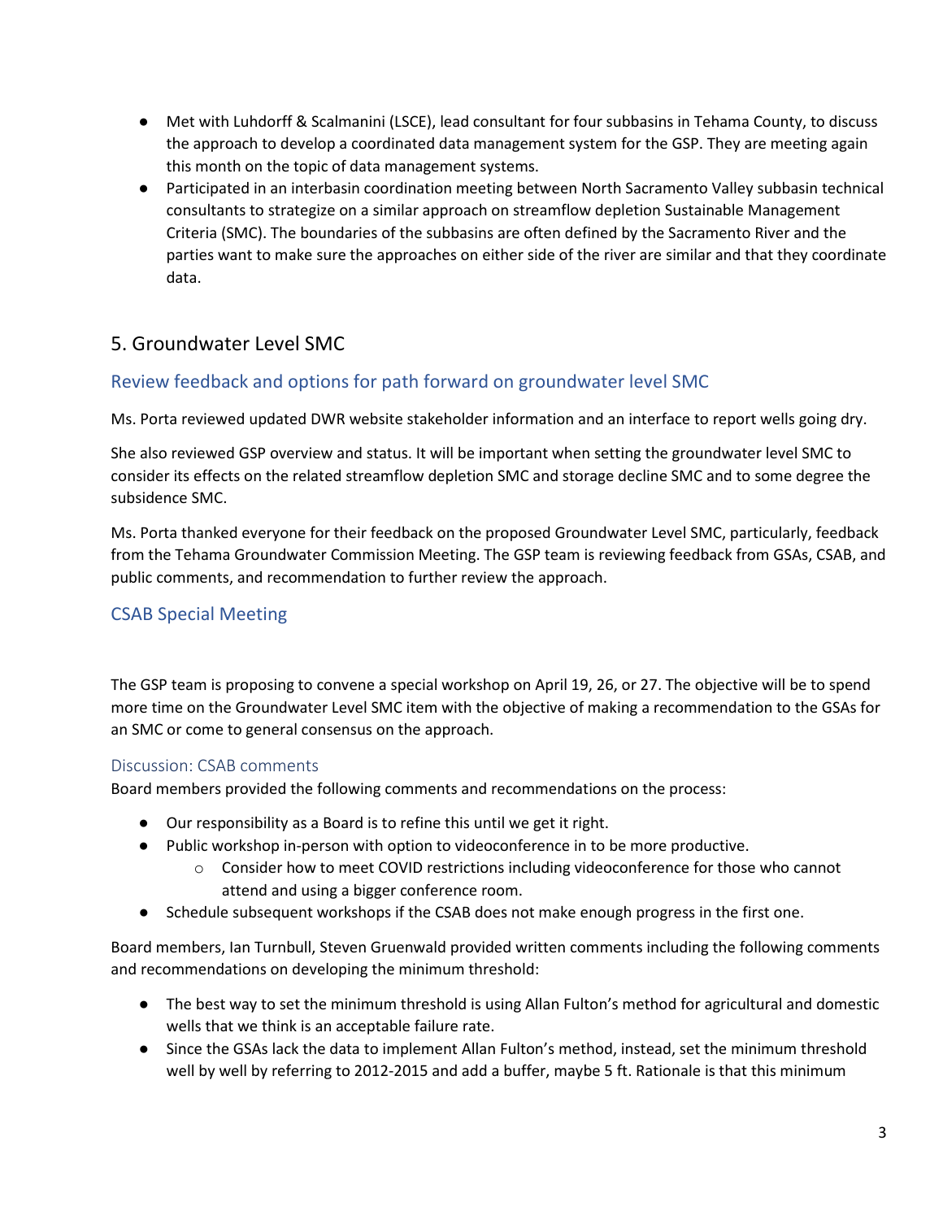- Met with Luhdorff & Scalmanini (LSCE), lead consultant for four subbasins in Tehama County, to discuss the approach to develop a coordinated data management system for the GSP. They are meeting again this month on the topic of data management systems.
- Participated in an interbasin coordination meeting between North Sacramento Valley subbasin technical consultants to strategize on a similar approach on streamflow depletion Sustainable Management Criteria (SMC). The boundaries of the subbasins are often defined by the Sacramento River and the parties want to make sure the approaches on either side of the river are similar and that they coordinate data.

## 5. Groundwater Level SMC

### Review feedback and options for path forward on groundwater level SMC

Ms. Porta reviewed updated DWR website stakeholder information and an interface to report wells going dry.

She also reviewed GSP overview and status. It will be important when setting the groundwater level SMC to consider its effects on the related streamflow depletion SMC and storage decline SMC and to some degree the subsidence SMC.

Ms. Porta thanked everyone for their feedback on the proposed Groundwater Level SMC, particularly, feedback from the Tehama Groundwater Commission Meeting. The GSP team is reviewing feedback from GSAs, CSAB, and public comments, and recommendation to further review the approach.

### CSAB Special Meeting

The GSP team is proposing to convene a special workshop on April 19, 26, or 27. The objective will be to spend more time on the Groundwater Level SMC item with the objective of making a recommendation to the GSAs for an SMC or come to general consensus on the approach.

#### Discussion: CSAB comments

Board members provided the following comments and recommendations on the process:

- Our responsibility as a Board is to refine this until we get it right.
- Public workshop in-person with option to videoconference in to be more productive.
  - Consider how to meet COVID restrictions including videoconference for those who cannot attend and using a bigger conference room.
- Schedule subsequent workshops if the CSAB does not make enough progress in the first one.

Board members, Ian Turnbull, Steven Gruenwald provided written comments including the following comments and recommendations on developing the minimum threshold:

- The best way to set the minimum threshold is using Allan Fulton's method for agricultural and domestic wells that we think is an acceptable failure rate.
- Since the GSAs lack the data to implement Allan Fulton's method, instead, set the minimum threshold well by well by referring to 2012-2015 and add a buffer, maybe 5 ft. Rationale is that this minimum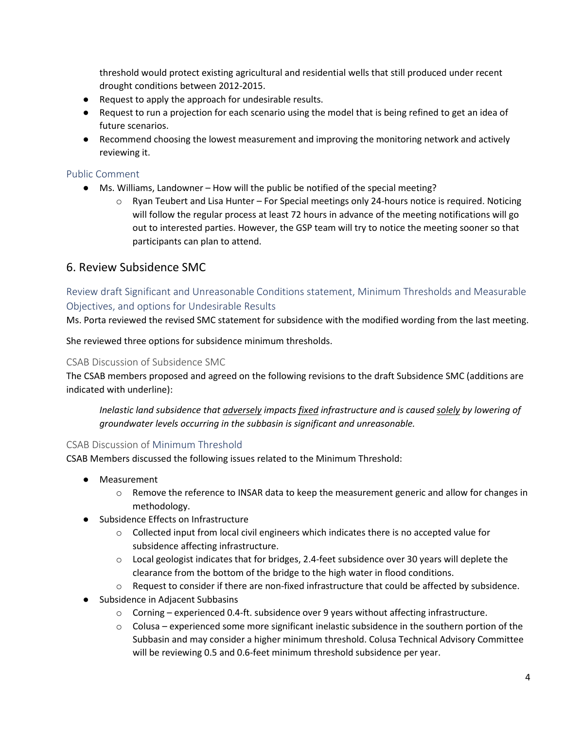threshold would protect existing agricultural and residential wells that still produced under recent drought conditions between 2012-2015.

- Request to apply the approach for undesirable results.
- Request to run a projection for each scenario using the model that is being refined to get an idea of future scenarios.
- Recommend choosing the lowest measurement and improving the monitoring network and actively reviewing it.

### Public Comment

- Ms. Williams, Landowner – How will the public be notified of the special meeting?
  - Ryan Teubert and Lisa Hunter – For Special meetings only 24-hours notice is required. Noticing will follow the regular process at least 72 hours in advance of the meeting notifications will go out to interested parties. However, the GSP team will try to notice the meeting sooner so that participants can plan to attend.

## 6. Review Subsidence SMC

### Review draft Significant and Unreasonable Conditions statement, Minimum Thresholds and Measurable Objectives, and options for Undesirable Results

Ms. Porta reviewed the revised SMC statement for subsidence with the modified wording from the last meeting.

She reviewed three options for subsidence minimum thresholds.

#### CSAB Discussion of Subsidence SMC

The CSAB members proposed and agreed on the following revisions to the draft Subsidence SMC (additions are indicated with underline):

> *Inelastic land subsidence that <u>adversely</u> impacts <u>fixed</u> infrastructure and is caused <u>solely</u> by lowering of groundwater levels occurring in the subbasin is significant and unreasonable.*

#### CSAB Discussion of Minimum Threshold

CSAB Members discussed the following issues related to the Minimum Threshold:

- Measurement
  - Remove the reference to INSAR data to keep the measurement generic and allow for changes in methodology.
- Subsidence Effects on Infrastructure
  - Collected input from local civil engineers which indicates there is no accepted value for subsidence affecting infrastructure.
  - Local geologist indicates that for bridges, 2.4-feet subsidence over 30 years will deplete the clearance from the bottom of the bridge to the high water in flood conditions.
  - Request to consider if there are non-fixed infrastructure that could be affected by subsidence.
- Subsidence in Adjacent Subbasins
  - Corning – experienced 0.4-ft. subsidence over 9 years without affecting infrastructure.
  - Colusa – experienced some more significant inelastic subsidence in the southern portion of the Subbasin and may consider a higher minimum threshold. Colusa Technical Advisory Committee will be reviewing 0.5 and 0.6-feet minimum threshold subsidence per year.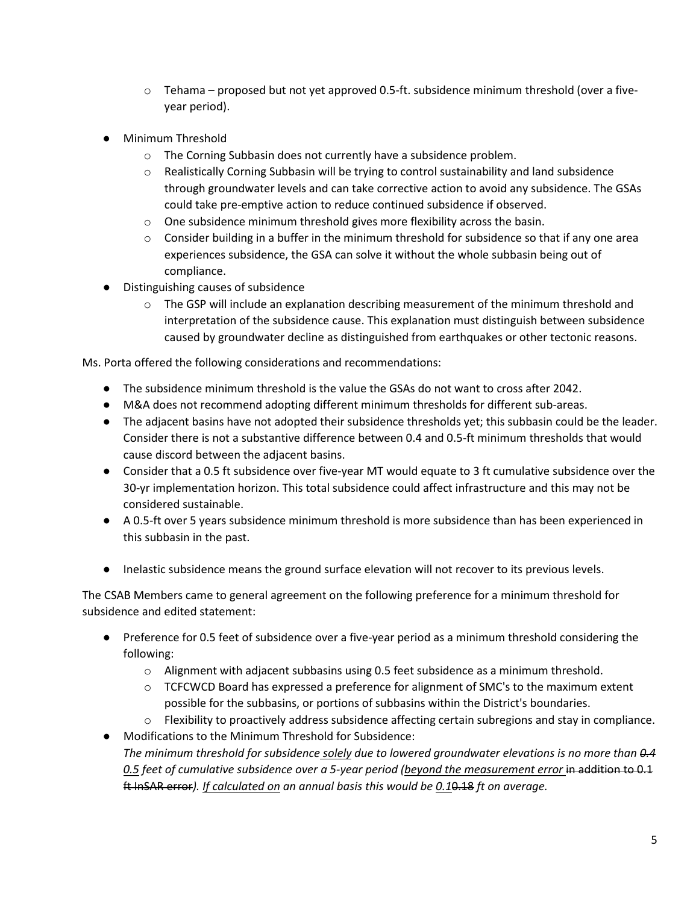- Tehama – proposed but not yet approved 0.5-ft. subsidence minimum threshold (over a five-year period).

- Minimum Threshold
  - The Corning Subbasin does not currently have a subsidence problem.
  - Realistically Corning Subbasin will be trying to control sustainability and land subsidence through groundwater levels and can take corrective action to avoid any subsidence. The GSAs could take pre-emptive action to reduce continued subsidence if observed.
  - One subsidence minimum threshold gives more flexibility across the basin.
  - Consider building in a buffer in the minimum threshold for subsidence so that if any one area experiences subsidence, the GSA can solve it without the whole subbasin being out of compliance.
- Distinguishing causes of subsidence
  - The GSP will include an explanation describing measurement of the minimum threshold and interpretation of the subsidence cause. This explanation must distinguish between subsidence caused by groundwater decline as distinguished from earthquakes or other tectonic reasons.

Ms. Porta offered the following considerations and recommendations:

- The subsidence minimum threshold is the value the GSAs do not want to cross after 2042.
- M&A does not recommend adopting different minimum thresholds for different sub-areas.
- The adjacent basins have not adopted their subsidence thresholds yet; this subbasin could be the leader. Consider there is not a substantive difference between 0.4 and 0.5-ft minimum thresholds that would cause discord between the adjacent basins.
- Consider that a 0.5 ft subsidence over five-year MT would equate to 3 ft cumulative subsidence over the 30-yr implementation horizon. This total subsidence could affect infrastructure and this may not be considered sustainable.
- A 0.5-ft over 5 years subsidence minimum threshold is more subsidence than has been experienced in this subbasin in the past.
- Inelastic subsidence means the ground surface elevation will not recover to its previous levels.

The CSAB Members came to general agreement on the following preference for a minimum threshold for subsidence and edited statement:

- Preference for 0.5 feet of subsidence over a five-year period as a minimum threshold considering the following:
  - Alignment with adjacent subbasins using 0.5 feet subsidence as a minimum threshold.
  - TCFCWCD Board has expressed a preference for alignment of SMC's to the maximum extent possible for the subbasins, or portions of subbasins within the District's boundaries.
  - Flexibility to proactively address subsidence affecting certain subregions and stay in compliance.
- Modifications to the Minimum Threshold for Subsidence:
  *The minimum threshold for subsidence <u>solely</u> due to lowered groundwater elevations is no more than ~~0.4~~ <u>0.5</u> feet of cumulative subsidence over a 5-year period (<u>beyond the measurement error</u> ~~in addition to 0.1 ft InSAR error~~). <u>If calculated on</u> an annual basis this would be <u>0.1</u>~~0.18~~ ft on average.*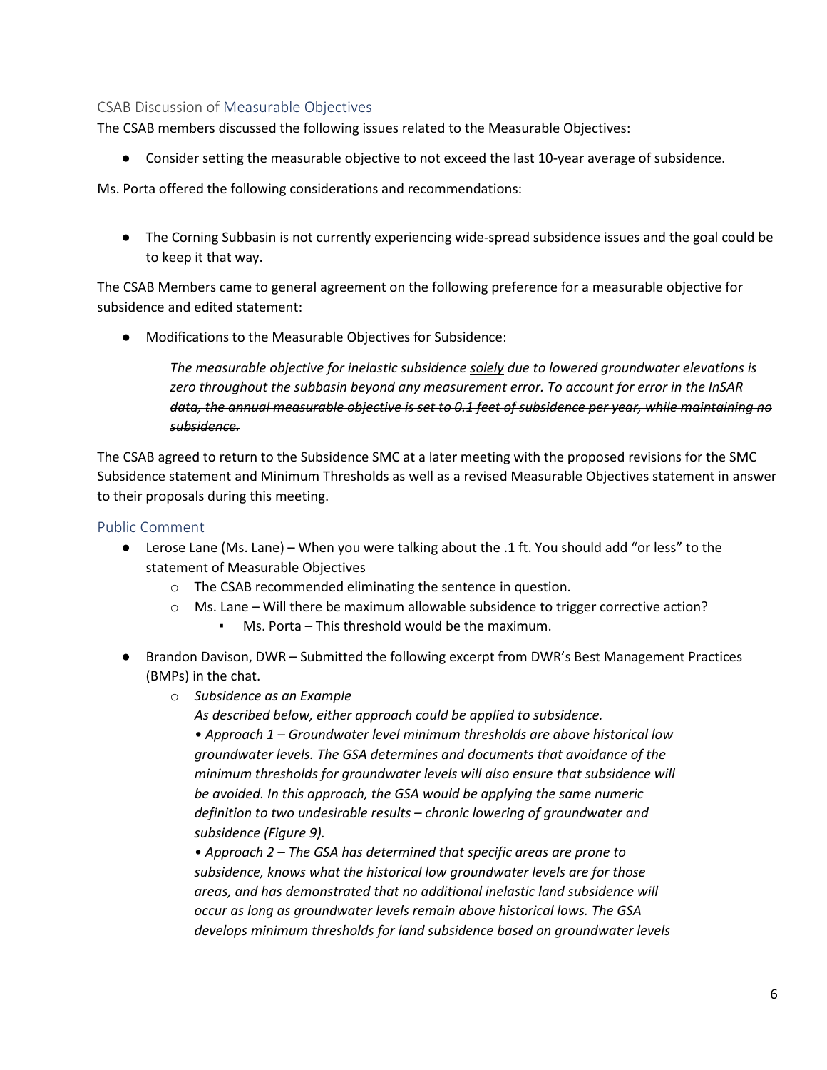### CSAB Discussion of Measurable Objectives

The CSAB members discussed the following issues related to the Measurable Objectives:

- Consider setting the measurable objective to not exceed the last 10-year average of subsidence.

Ms. Porta offered the following considerations and recommendations:

- The Corning Subbasin is not currently experiencing wide-spread subsidence issues and the goal could be to keep it that way.

The CSAB Members came to general agreement on the following preference for a measurable objective for subsidence and edited statement:

- Modifications to the Measurable Objectives for Subsidence:

  *The measurable objective for inelastic subsidence <u>solely</u> due to lowered groundwater elevations is zero throughout the subbasin <u>beyond any measurement error</u>. ~~To account for error in the InSAR data, the annual measurable objective is set to 0.1 feet of subsidence per year, while maintaining no subsidence.~~*

The CSAB agreed to return to the Subsidence SMC at a later meeting with the proposed revisions for the SMC Subsidence statement and Minimum Thresholds as well as a revised Measurable Objectives statement in answer to their proposals during this meeting.

### Public Comment

- Lerose Lane (Ms. Lane) – When you were talking about the .1 ft. You should add "or less" to the statement of Measurable Objectives
  - The CSAB recommended eliminating the sentence in question.
  - Ms. Lane – Will there be maximum allowable subsidence to trigger corrective action?
    - Ms. Porta – This threshold would be the maximum.
- Brandon Davison, DWR – Submitted the following excerpt from DWR's Best Management Practices (BMPs) in the chat.
  - *Subsidence as an Example*
    *As described below, either approach could be applied to subsidence.*
    *• Approach 1 – Groundwater level minimum thresholds are above historical low groundwater levels. The GSA determines and documents that avoidance of the minimum thresholds for groundwater levels will also ensure that subsidence will be avoided. In this approach, the GSA would be applying the same numeric definition to two undesirable results – chronic lowering of groundwater and subsidence (Figure 9).*
    *• Approach 2 – The GSA has determined that specific areas are prone to subsidence, knows what the historical low groundwater levels are for those areas, and has demonstrated that no additional inelastic land subsidence will occur as long as groundwater levels remain above historical lows. The GSA develops minimum thresholds for land subsidence based on groundwater levels*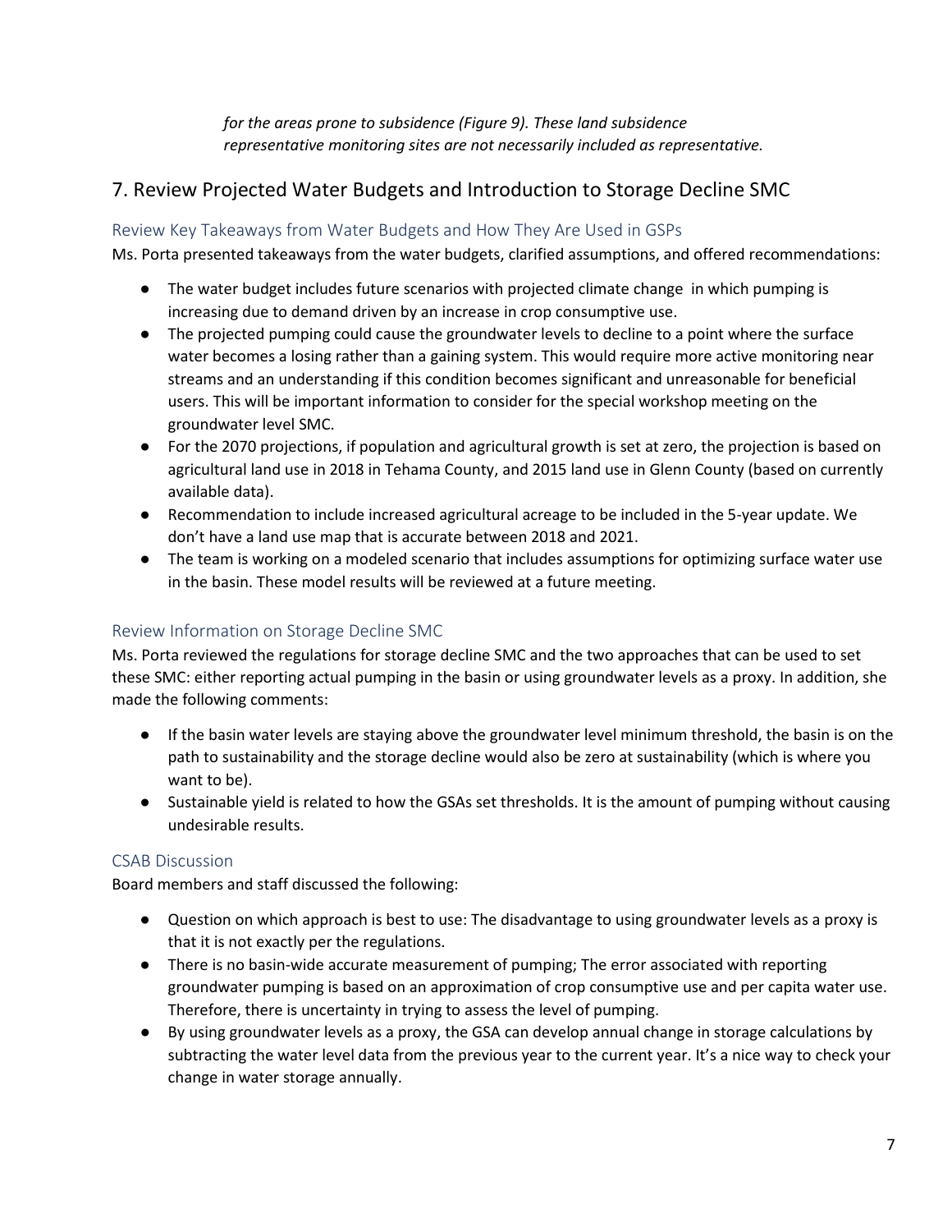*for the areas prone to subsidence (Figure 9). These land subsidence representative monitoring sites are not necessarily included as representative.*

## 7. Review Projected Water Budgets and Introduction to Storage Decline SMC

### Review Key Takeaways from Water Budgets and How They Are Used in GSPs

Ms. Porta presented takeaways from the water budgets, clarified assumptions, and offered recommendations:

- The water budget includes future scenarios with projected climate change in which pumping is increasing due to demand driven by an increase in crop consumptive use.
- The projected pumping could cause the groundwater levels to decline to a point where the surface water becomes a losing rather than a gaining system. This would require more active monitoring near streams and an understanding if this condition becomes significant and unreasonable for beneficial users. This will be important information to consider for the special workshop meeting on the groundwater level SMC.
- For the 2070 projections, if population and agricultural growth is set at zero, the projection is based on agricultural land use in 2018 in Tehama County, and 2015 land use in Glenn County (based on currently available data).
- Recommendation to include increased agricultural acreage to be included in the 5-year update. We don't have a land use map that is accurate between 2018 and 2021.
- The team is working on a modeled scenario that includes assumptions for optimizing surface water use in the basin. These model results will be reviewed at a future meeting.

### Review Information on Storage Decline SMC

Ms. Porta reviewed the regulations for storage decline SMC and the two approaches that can be used to set these SMC: either reporting actual pumping in the basin or using groundwater levels as a proxy. In addition, she made the following comments:

- If the basin water levels are staying above the groundwater level minimum threshold, the basin is on the path to sustainability and the storage decline would also be zero at sustainability (which is where you want to be).
- Sustainable yield is related to how the GSAs set thresholds. It is the amount of pumping without causing undesirable results.

### CSAB Discussion

Board members and staff discussed the following:

- Question on which approach is best to use: The disadvantage to using groundwater levels as a proxy is that it is not exactly per the regulations.
- There is no basin-wide accurate measurement of pumping; The error associated with reporting groundwater pumping is based on an approximation of crop consumptive use and per capita water use. Therefore, there is uncertainty in trying to assess the level of pumping.
- By using groundwater levels as a proxy, the GSA can develop annual change in storage calculations by subtracting the water level data from the previous year to the current year. It's a nice way to check your change in water storage annually.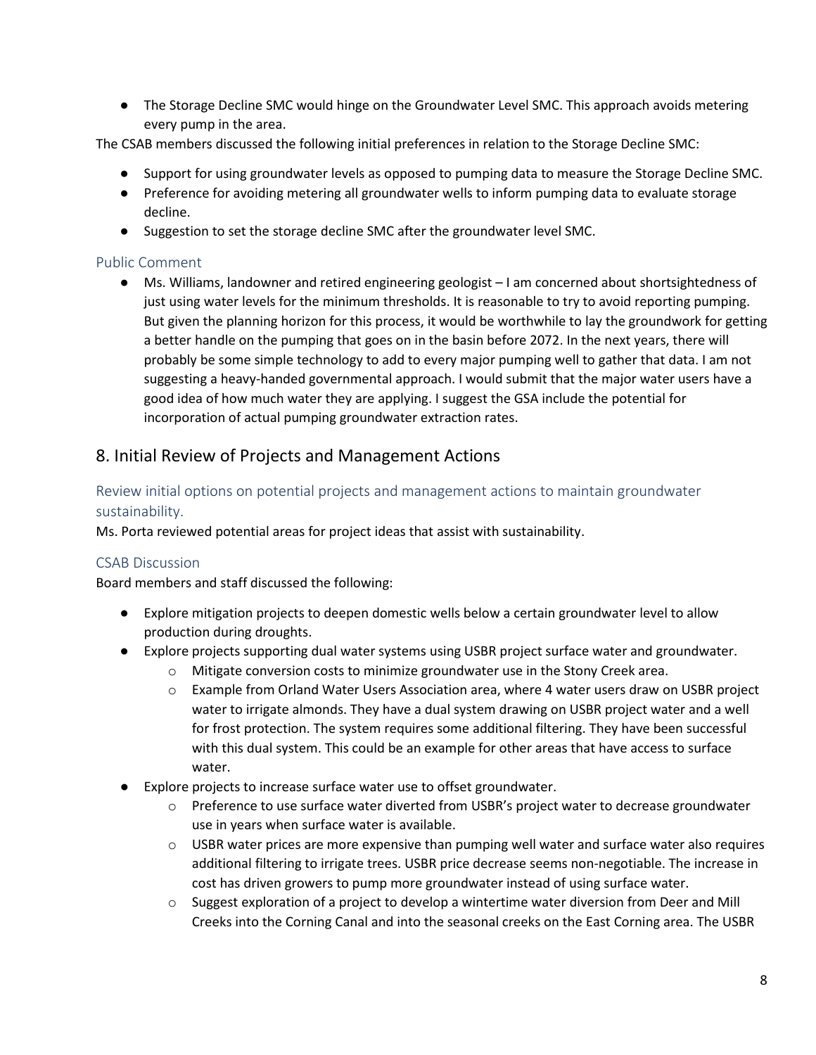- The Storage Decline SMC would hinge on the Groundwater Level SMC. This approach avoids metering every pump in the area.

The CSAB members discussed the following initial preferences in relation to the Storage Decline SMC:

- Support for using groundwater levels as opposed to pumping data to measure the Storage Decline SMC.
- Preference for avoiding metering all groundwater wells to inform pumping data to evaluate storage decline.
- Suggestion to set the storage decline SMC after the groundwater level SMC.

### Public Comment

- Ms. Williams, landowner and retired engineering geologist – I am concerned about shortsightedness of just using water levels for the minimum thresholds. It is reasonable to try to avoid reporting pumping. But given the planning horizon for this process, it would be worthwhile to lay the groundwork for getting a better handle on the pumping that goes on in the basin before 2072. In the next years, there will probably be some simple technology to add to every major pumping well to gather that data. I am not suggesting a heavy-handed governmental approach. I would submit that the major water users have a good idea of how much water they are applying. I suggest the GSA include the potential for incorporation of actual pumping groundwater extraction rates.

## 8. Initial Review of Projects and Management Actions

### Review initial options on potential projects and management actions to maintain groundwater sustainability.

Ms. Porta reviewed potential areas for project ideas that assist with sustainability.

### CSAB Discussion

Board members and staff discussed the following:

- Explore mitigation projects to deepen domestic wells below a certain groundwater level to allow production during droughts.
- Explore projects supporting dual water systems using USBR project surface water and groundwater.
  - Mitigate conversion costs to minimize groundwater use in the Stony Creek area.
  - Example from Orland Water Users Association area, where 4 water users draw on USBR project water to irrigate almonds. They have a dual system drawing on USBR project water and a well for frost protection. The system requires some additional filtering. They have been successful with this dual system. This could be an example for other areas that have access to surface water.
- Explore projects to increase surface water use to offset groundwater.
  - Preference to use surface water diverted from USBR's project water to decrease groundwater use in years when surface water is available.
  - USBR water prices are more expensive than pumping well water and surface water also requires additional filtering to irrigate trees. USBR price decrease seems non-negotiable. The increase in cost has driven growers to pump more groundwater instead of using surface water.
  - Suggest exploration of a project to develop a wintertime water diversion from Deer and Mill Creeks into the Corning Canal and into the seasonal creeks on the East Corning area. The USBR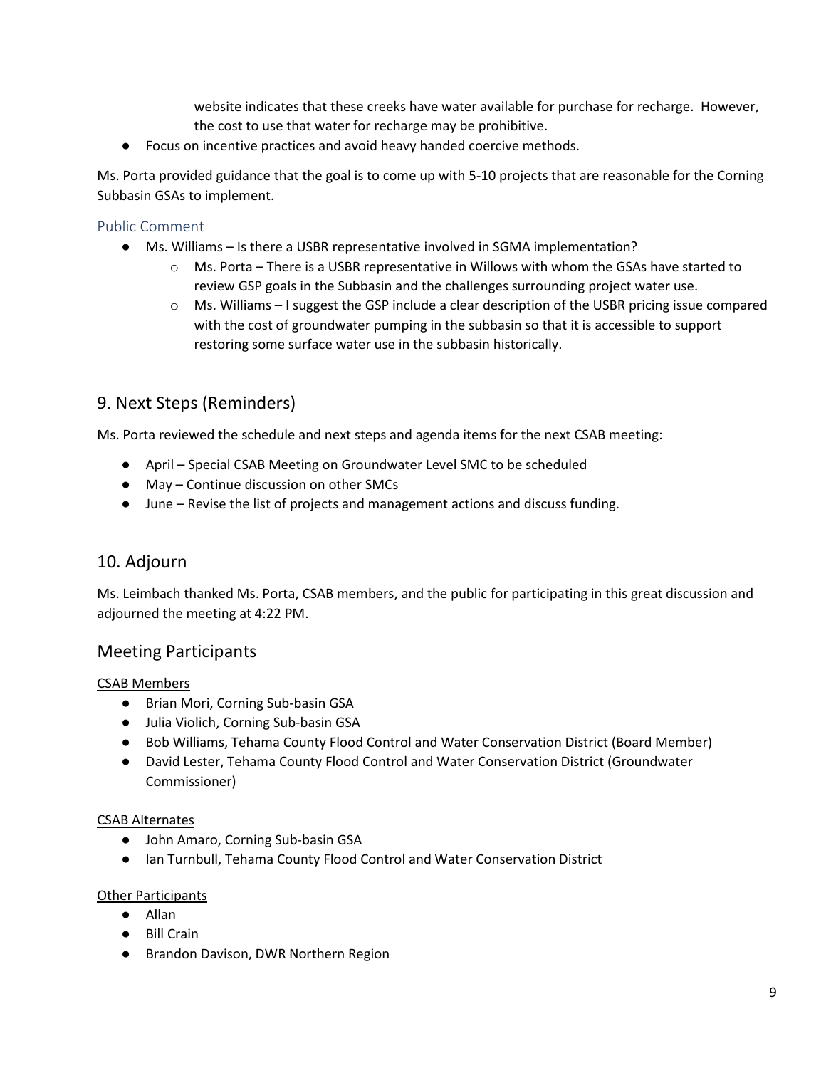website indicates that these creeks have water available for purchase for recharge. However, the cost to use that water for recharge may be prohibitive.

- Focus on incentive practices and avoid heavy handed coercive methods.

Ms. Porta provided guidance that the goal is to come up with 5-10 projects that are reasonable for the Corning Subbasin GSAs to implement.

### Public Comment

- Ms. Williams – Is there a USBR representative involved in SGMA implementation?
    - Ms. Porta – There is a USBR representative in Willows with whom the GSAs have started to review GSP goals in the Subbasin and the challenges surrounding project water use.
    - Ms. Williams – I suggest the GSP include a clear description of the USBR pricing issue compared with the cost of groundwater pumping in the subbasin so that it is accessible to support restoring some surface water use in the subbasin historically.

## 9. Next Steps (Reminders)

Ms. Porta reviewed the schedule and next steps and agenda items for the next CSAB meeting:

- April – Special CSAB Meeting on Groundwater Level SMC to be scheduled
- May – Continue discussion on other SMCs
- June – Revise the list of projects and management actions and discuss funding.

## 10. Adjourn

Ms. Leimbach thanked Ms. Porta, CSAB members, and the public for participating in this great discussion and adjourned the meeting at 4:22 PM.

## Meeting Participants

CSAB Members

- Brian Mori, Corning Sub-basin GSA
- Julia Violich, Corning Sub-basin GSA
- Bob Williams, Tehama County Flood Control and Water Conservation District (Board Member)
- David Lester, Tehama County Flood Control and Water Conservation District (Groundwater Commissioner)

CSAB Alternates

- John Amaro, Corning Sub-basin GSA
- Ian Turnbull, Tehama County Flood Control and Water Conservation District

Other Participants

- Allan
- Bill Crain
- Brandon Davison, DWR Northern Region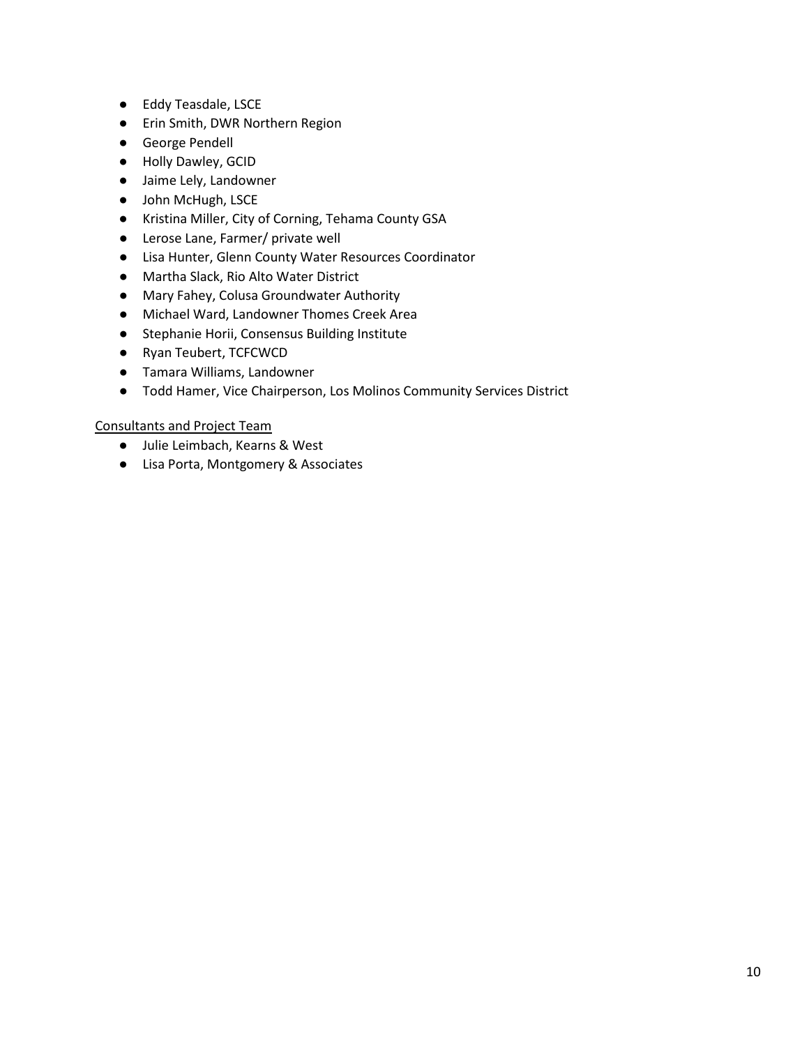- Eddy Teasdale, LSCE
- Erin Smith, DWR Northern Region
- George Pendell
- Holly Dawley, GCID
- Jaime Lely, Landowner
- John McHugh, LSCE
- Kristina Miller, City of Corning, Tehama County GSA
- Lerose Lane, Farmer/ private well
- Lisa Hunter, Glenn County Water Resources Coordinator
- Martha Slack, Rio Alto Water District
- Mary Fahey, Colusa Groundwater Authority
- Michael Ward, Landowner Thomes Creek Area
- Stephanie Horii, Consensus Building Institute
- Ryan Teubert, TCFCWCD
- Tamara Williams, Landowner
- Todd Hamer, Vice Chairperson, Los Molinos Community Services District

<u>Consultants and Project Team</u>

- Julie Leimbach, Kearns & West
- Lisa Porta, Montgomery & Associates